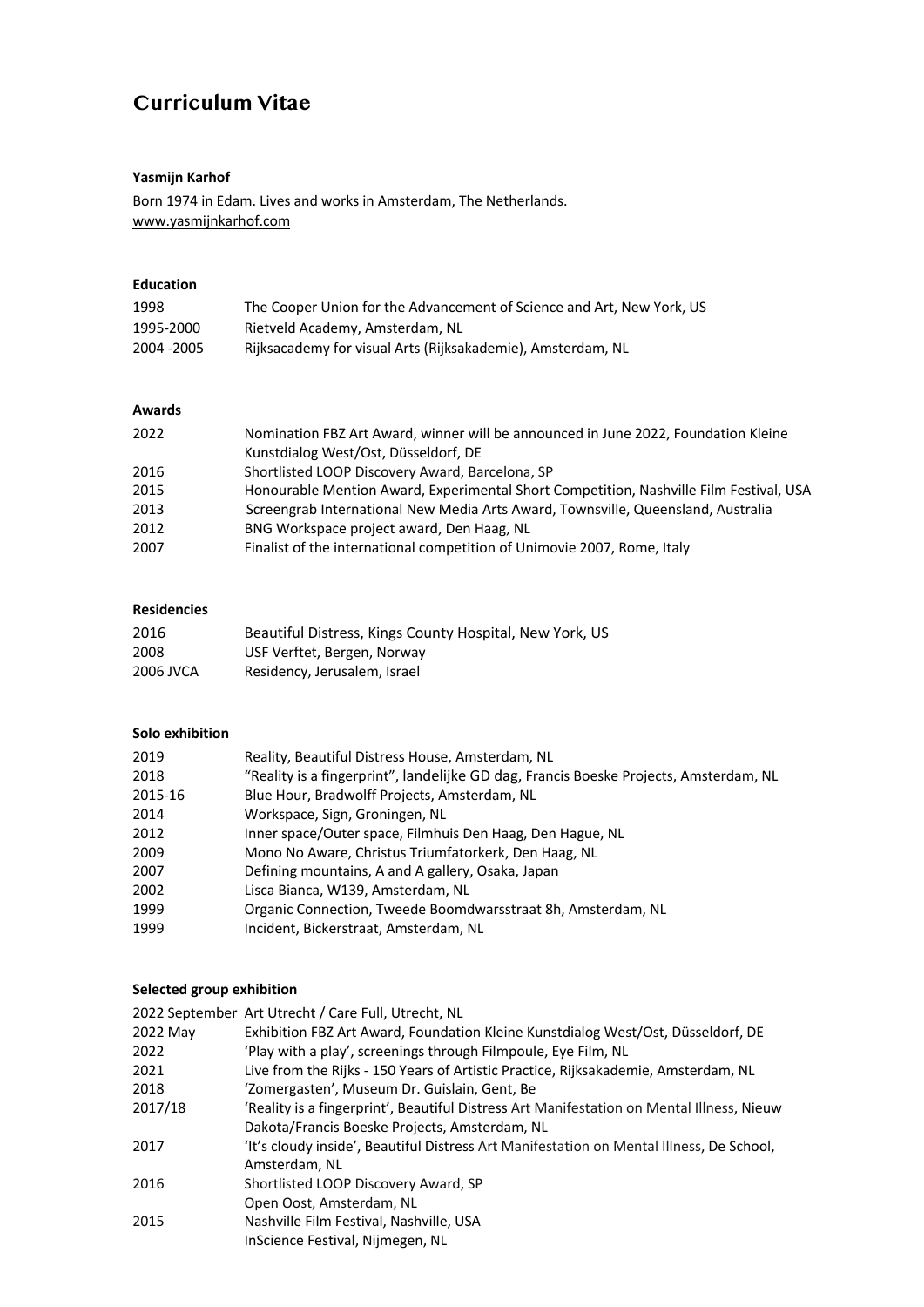# Curriculum Vitae

**Yasmijn Karhof**

Born 1974 in Edam. Lives and works in Amsterdam, The Netherlands.
www.yasmijnkarhof.com

**Education**

| | |
|---|---|
| 1998 | The Cooper Union for the Advancement of Science and Art, New York, US |
| 1995-2000 | Rietveld Academy, Amsterdam, NL |
| 2004 -2005 | Rijksacademy for visual Arts (Rijksakademie), Amsterdam, NL |

**Awards**

| | |
|---|---|
| 2022 | Nomination FBZ Art Award, winner will be announced in June 2022, Foundation Kleine Kunstdialog West/Ost, Düsseldorf, DE |
| 2016 | Shortlisted LOOP Discovery Award, Barcelona, SP |
| 2015 | Honourable Mention Award, Experimental Short Competition, Nashville Film Festival, USA |
| 2013 | Screengrab International New Media Arts Award, Townsville, Queensland, Australia |
| 2012 | BNG Workspace project award, Den Haag, NL |
| 2007 | Finalist of the international competition of Unimovie 2007, Rome, Italy |

**Residencies**

| | |
|---|---|
| 2016 | Beautiful Distress, Kings County Hospital, New York, US |
| 2008 | USF Verftet, Bergen, Norway |
| 2006 JVCA | Residency, Jerusalem, Israel |

**Solo exhibition**

| | |
|---|---|
| 2019 | Reality, Beautiful Distress House, Amsterdam, NL |
| 2018 | "Reality is a fingerprint", landelijke GD dag, Francis Boeske Projects, Amsterdam, NL |
| 2015-16 | Blue Hour, Bradwolff Projects, Amsterdam, NL |
| 2014 | Workspace, Sign, Groningen, NL |
| 2012 | Inner space/Outer space, Filmhuis Den Haag, Den Hague, NL |
| 2009 | Mono No Aware, Christus Triumfatorkerk, Den Haag, NL |
| 2007 | Defining mountains, A and A gallery, Osaka, Japan |
| 2002 | Lisca Bianca, W139, Amsterdam, NL |
| 1999 | Organic Connection, Tweede Boomdwarsstraat 8h, Amsterdam, NL |
| 1999 | Incident, Bickerstraat, Amsterdam, NL |

**Selected group exhibition**

| | |
|---|---|
| 2022 September | Art Utrecht / Care Full, Utrecht, NL |
| 2022 May | Exhibition FBZ Art Award, Foundation Kleine Kunstdialog West/Ost, Düsseldorf, DE |
| 2022 | 'Play with a play', screenings through Filmpoule, Eye Film, NL |
| 2021 | Live from the Rijks - 150 Years of Artistic Practice, Rijksakademie, Amsterdam, NL |
| 2018 | 'Zomergasten', Museum Dr. Guislain, Gent, Be |
| 2017/18 | 'Reality is a fingerprint', Beautiful Distress Art Manifestation on Mental Illness, Nieuw Dakota/Francis Boeske Projects, Amsterdam, NL |
| 2017 | 'It's cloudy inside', Beautiful Distress Art Manifestation on Mental Illness, De School, Amsterdam, NL |
| 2016 | Shortlisted LOOP Discovery Award, SP |
| | Open Oost, Amsterdam, NL |
| 2015 | Nashville Film Festival, Nashville, USA |
| | InScience Festival, Nijmegen, NL |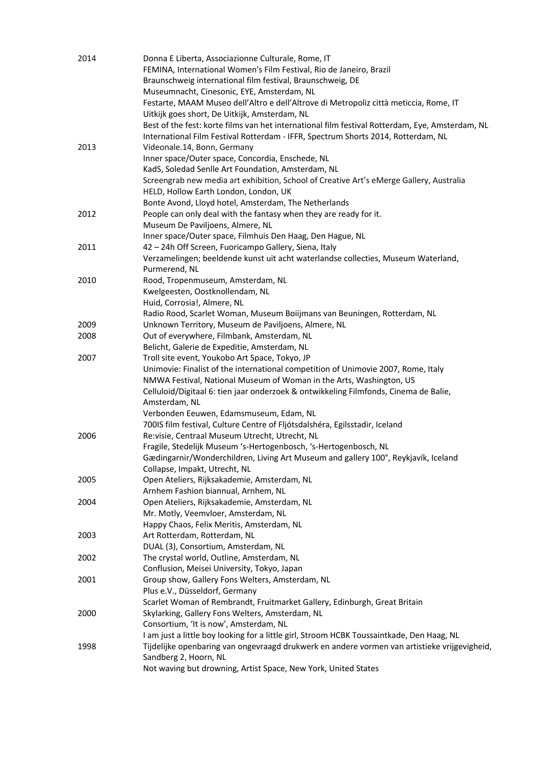| | |
|---|---|
| 2014 | Donna E Liberta, Associazionne Culturale, Rome, IT |
| | FEMINA, International Women's Film Festival, Rio de Janeiro, Brazil |
| | Braunschweig international film festival, Braunschweig, DE |
| | Museumnacht, Cinesonic, EYE, Amsterdam, NL |
| | Festarte, MAAM Museo dell'Altro e dell'Altrove di Metropoliz città meticcia, Rome, IT |
| | Uitkijk goes short, De Uitkijk, Amsterdam, NL |
| | Best of the fest: korte films van het international film festival Rotterdam, Eye, Amsterdam, NL |
| | International Film Festival Rotterdam - IFFR, Spectrum Shorts 2014, Rotterdam, NL |
| 2013 | Videonale.14, Bonn, Germany |
| | Inner space/Outer space, Concordia, Enschede, NL |
| | KadS, Soledad Senlle Art Foundation, Amsterdam, NL |
| | Screengrab new media art exhibition, School of Creative Art's eMerge Gallery, Australia |
| | HELD, Hollow Earth London, London, UK |
| | Bonte Avond, Lloyd hotel, Amsterdam, The Netherlands |
| 2012 | People can only deal with the fantasy when they are ready for it. |
| | Museum De Paviljoens, Almere, NL |
| | Inner space/Outer space, Filmhuis Den Haag, Den Hague, NL |
| 2011 | 42 – 24h Off Screen, Fuoricampo Gallery, Siena, Italy |
| | Verzamelingen; beeldende kunst uit acht waterlandse collecties, Museum Waterland, Purmerend, NL |
| 2010 | Rood, Tropenmuseum, Amsterdam, NL |
| | Kwelgeesten, Oostknollendam, NL |
| | Huid, Corrosia!, Almere, NL |
| | Radio Rood, Scarlet Woman, Museum Boiijmans van Beuningen, Rotterdam, NL |
| 2009 | Unknown Territory, Museum de Paviljoens, Almere, NL |
| 2008 | Out of everywhere, Filmbank, Amsterdam, NL |
| | Belicht, Galerie de Expeditie, Amsterdam, NL |
| 2007 | Troll site event, Youkobo Art Space, Tokyo, JP |
| | Unimovie: Finalist of the international competition of Unimovie 2007, Rome, Italy |
| | NMWA Festival, National Museum of Woman in the Arts, Washington, US |
| | Celluloid/Digitaal 6: tien jaar onderzoek & ontwikkeling Filmfonds, Cinema de Balie, Amsterdam, NL |
| | Verbonden Eeuwen, Edamsmuseum, Edam, NL |
| | 700IS film festival, Culture Centre of Fljótsdalshéra, Egilsstadir, Iceland |
| 2006 | Re:visie, Centraal Museum Utrecht, Utrecht, NL |
| | Fragile, Stedelijk Museum 's-Hertogenbosch, 's-Hertogenbosch, NL |
| | Gædingarnir/Wonderchildren, Living Art Museum and gallery 100°, Reykjavík, Iceland |
| | Collapse, Impakt, Utrecht, NL |
| 2005 | Open Ateliers, Rijksakademie, Amsterdam, NL |
| | Arnhem Fashion biannual, Arnhem, NL |
| 2004 | Open Ateliers, Rijksakademie, Amsterdam, NL |
| | Mr. Motly, Veemvloer, Amsterdam, NL |
| | Happy Chaos, Felix Meritis, Amsterdam, NL |
| 2003 | Art Rotterdam, Rotterdam, NL |
| | DUAL (3), Consortium, Amsterdam, NL |
| 2002 | The crystal world, Outline, Amsterdam, NL |
| | Conflusion, Meisei University, Tokyo, Japan |
| 2001 | Group show, Gallery Fons Welters, Amsterdam, NL |
| | Plus e.V., Düsseldorf, Germany |
| | Scarlet Woman of Rembrandt, Fruitmarket Gallery, Edinburgh, Great Britain |
| 2000 | Skylarking, Gallery Fons Welters, Amsterdam, NL |
| | Consortium, 'It is now', Amsterdam, NL |
| | I am just a little boy looking for a little girl, Stroom HCBK Toussaintkade, Den Haag, NL |
| 1998 | Tijdelijke openbaring van ongevraagd drukwerk en andere vormen van artistieke vrijgevigheid, Sandberg 2, Hoorn, NL |
| | Not waving but drowning, Artist Space, New York, United States |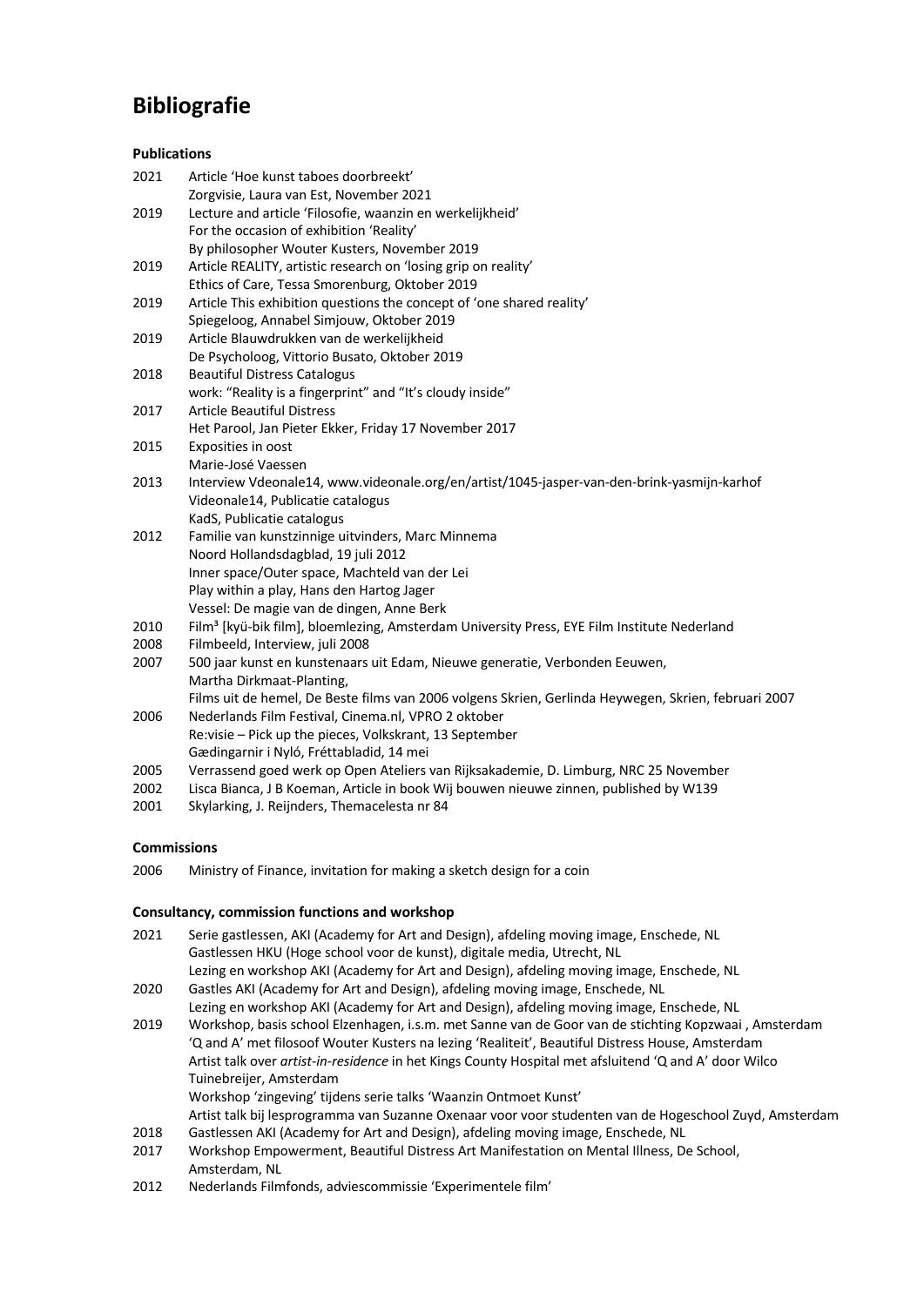# Bibliografie

### Publications

| | |
|---|---|
| 2021 | Article 'Hoe kunst taboes doorbreekt'<br>Zorgvisie, Laura van Est, November 2021 |
| 2019 | Lecture and article 'Filosofie, waanzin en werkelijkheid'<br>For the occasion of exhibition 'Reality'<br>By philosopher Wouter Kusters, November 2019 |
| 2019 | Article REALITY, artistic research on 'losing grip on reality'<br>Ethics of Care, Tessa Smorenburg, Oktober 2019 |
| 2019 | Article This exhibition questions the concept of 'one shared reality'<br>Spiegeloog, Annabel Simjouw, Oktober 2019 |
| 2019 | Article Blauwdrukken van de werkelijkheid<br>De Psycholoog, Vittorio Busato, Oktober 2019 |
| 2018 | Beautiful Distress Catalogus<br>work: "Reality is a fingerprint" and "It's cloudy inside" |
| 2017 | Article Beautiful Distress<br>Het Parool, Jan Pieter Ekker, Friday 17 November 2017 |
| 2015 | Exposities in oost<br>Marie-José Vaessen |
| 2013 | Interview Vdeonale14, www.videonale.org/en/artist/1045-jasper-van-den-brink-yasmijn-karhof<br>Videonale14, Publicatie catalogus<br>KadS, Publicatie catalogus |
| 2012 | Familie van kunstzinnige uitvinders, Marc Minnema<br>Noord Hollandsdagblad, 19 juli 2012<br>Inner space/Outer space, Machteld van der Lei<br>Play within a play, Hans den Hartog Jager<br>Vessel: De magie van de dingen, Anne Berk |
| 2010 | Film³ [kyü-bik film], bloemlezing, Amsterdam University Press, EYE Film Institute Nederland |
| 2008 | Filmbeeld, Interview, juli 2008 |
| 2007 | 500 jaar kunst en kunstenaars uit Edam, Nieuwe generatie, Verbonden Eeuwen,<br>Martha Dirkmaat-Planting,<br>Films uit de hemel, De Beste films van 2006 volgens Skrien, Gerlinda Heywegen, Skrien, februari 2007 |
| 2006 | Nederlands Film Festival, Cinema.nl, VPRO 2 oktober<br>Re:visie – Pick up the pieces, Volkskrant, 13 September<br>Gædingarnir i Nyló, Fréttabladid, 14 mei |
| 2005 | Verrassend goed werk op Open Ateliers van Rijksakademie, D. Limburg, NRC 25 November |
| 2002 | Lisca Bianca, J B Koeman, Article in book Wij bouwen nieuwe zinnen, published by W139 |
| 2001 | Skylarking, J. Reijnders, Themacelesta nr 84 |

### Commissions

| | |
|---|---|
| 2006 | Ministry of Finance, invitation for making a sketch design for a coin |

### Consultancy, commission functions and workshop

| | |
|---|---|
| 2021 | Serie gastlessen, AKI (Academy for Art and Design), afdeling moving image, Enschede, NL<br>Gastlessen HKU (Hoge school voor de kunst), digitale media, Utrecht, NL<br>Lezing en workshop AKI (Academy for Art and Design), afdeling moving image, Enschede, NL |
| 2020 | Gastles AKI (Academy for Art and Design), afdeling moving image, Enschede, NL<br>Lezing en workshop AKI (Academy for Art and Design), afdeling moving image, Enschede, NL |
| 2019 | Workshop, basis school Elzenhagen, i.s.m. met Sanne van de Goor van de stichting Kopzwaai , Amsterdam<br>'Q and A' met filosoof Wouter Kusters na lezing 'Realiteit', Beautiful Distress House, Amsterdam<br>Artist talk over *artist-in-residence* in het Kings County Hospital met afsluitend 'Q and A' door Wilco Tuinebreijer, Amsterdam<br>Workshop 'zingeving' tijdens serie talks 'Waanzin Ontmoet Kunst'<br>Artist talk bij lesprogramma van Suzanne Oxenaar voor voor studenten van de Hogeschool Zuyd, Amsterdam |
| 2018 | Gastlessen AKI (Academy for Art and Design), afdeling moving image, Enschede, NL |
| 2017 | Workshop Empowerment, Beautiful Distress Art Manifestation on Mental Illness, De School, Amsterdam, NL |
| 2012 | Nederlands Filmfonds, adviescommissie 'Experimentele film' |